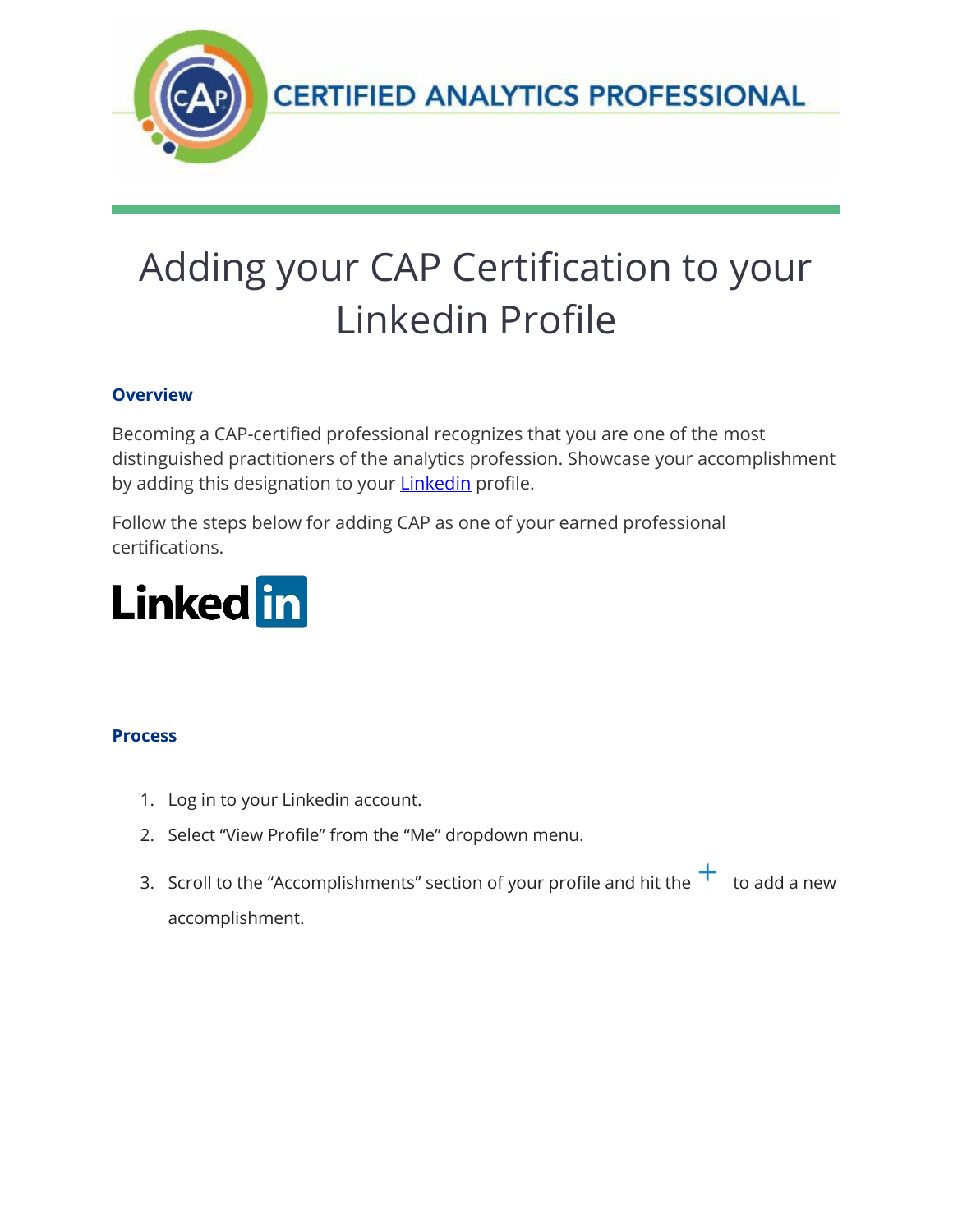CERTIFIED ANALYTICS PROFESSIONAL

# Adding your CAP Certification to your Linkedin Profile

### Overview

Becoming a CAP-certified professional recognizes that you are one of the most distinguished practitioners of the analytics profession. Showcase your accomplishment by adding this designation to your Linkedin profile.

Follow the steps below for adding CAP as one of your earned professional certifications.

### Process

1. Log in to your Linkedin account.
2. Select "View Profile" from the "Me" dropdown menu.
3. Scroll to the "Accomplishments" section of your profile and hit the + to add a new accomplishment.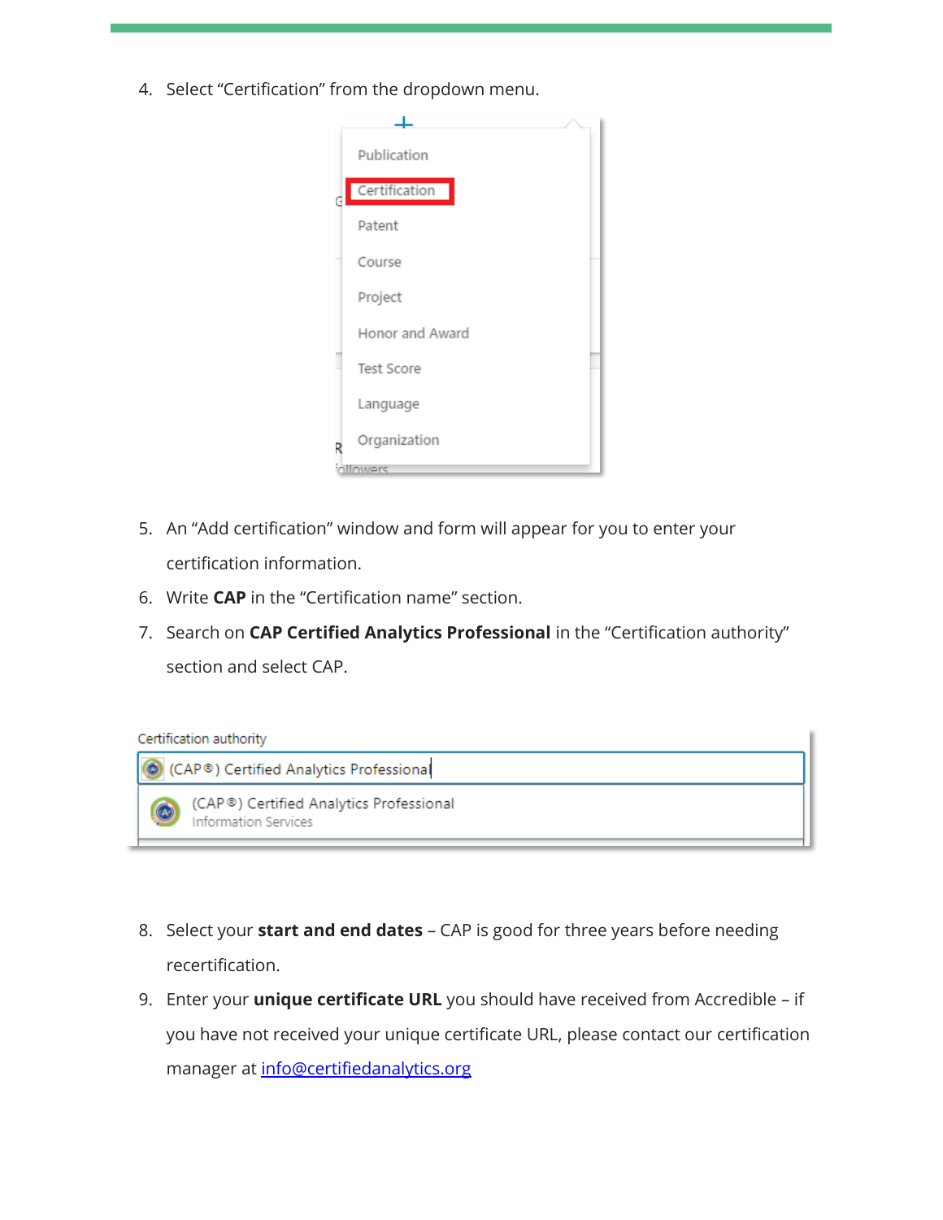4. Select "Certification" from the dropdown menu.

5. An "Add certification" window and form will appear for you to enter your certification information.
6. Write **CAP** in the "Certification name" section.
7. Search on **CAP Certified Analytics Professional** in the "Certification authority" section and select CAP.

8. Select your **start and end dates** – CAP is good for three years before needing recertification.
9. Enter your **unique certificate URL** you should have received from Accredible – if you have not received your unique certificate URL, please contact our certification manager at [info@certifiedanalytics.org](mailto:info@certifiedanalytics.org)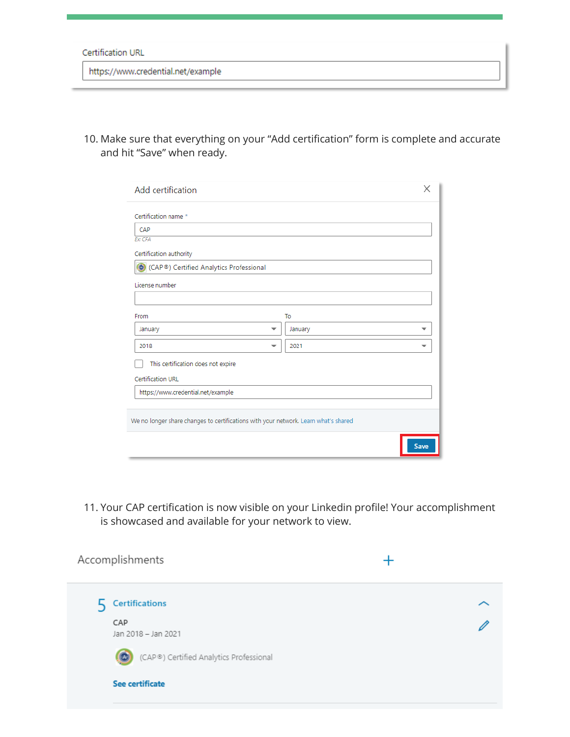Certification URL

https://www.credential.net/example

10. Make sure that everything on your "Add certification" form is complete and accurate and hit "Save" when ready.

Add certification

Certification name *

CAP

Ex: CFA

Certification authority

(CAP®) Certified Analytics Professional

License number

From

January

2018

To

January

2021

This certification does not expire

Certification URL

https://www.credential.net/example

We no longer share changes to certifications with your network. Learn what's shared

Save

11. Your CAP certification is now visible on your Linkedin profile! Your accomplishment is showcased and available for your network to view.

Accomplishments

5 Certifications

CAP

Jan 2018 – Jan 2021

(CAP®) Certified Analytics Professional

See certificate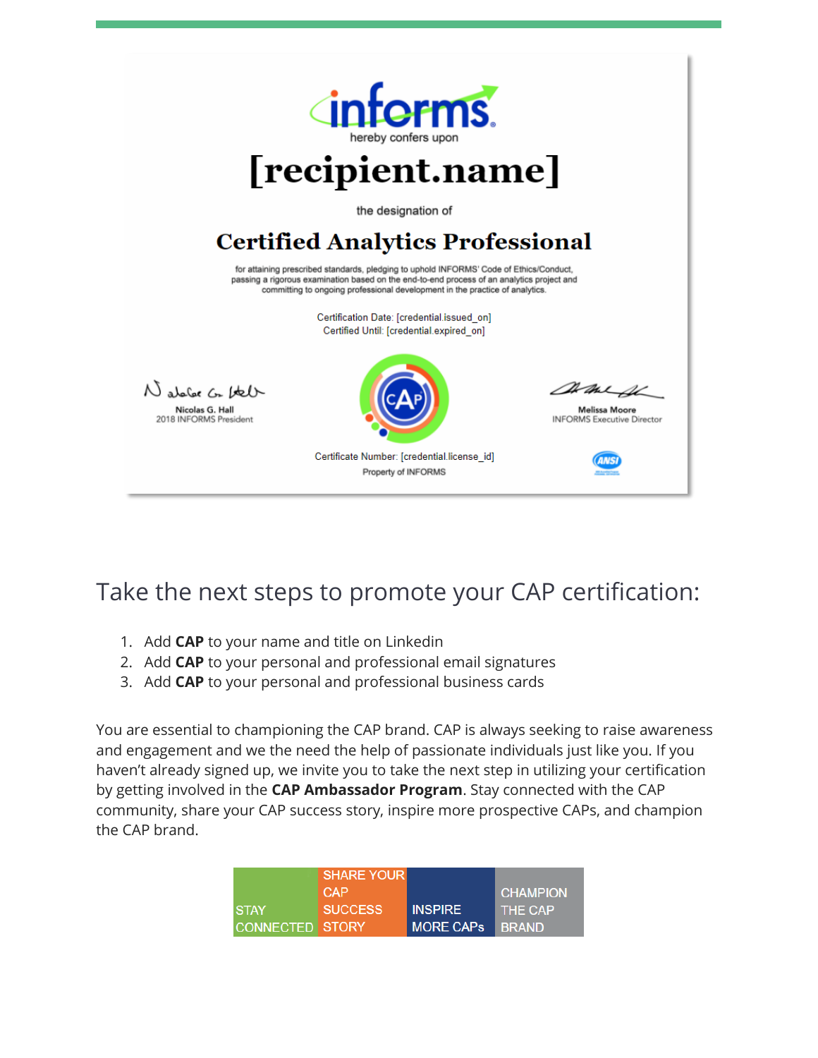informs

hereby confers upon

# [recipient.name]

the designation of

## Certified Analytics Professional

for attaining prescribed standards, pledging to uphold INFORMS' Code of Ethics/Conduct, passing a rigorous examination based on the end-to-end process of an analytics project and committing to ongoing professional development in the practice of analytics.

Certification Date: [credential.issued_on]
Certified Until: [credential.expired_on]

Nicolas G. Hall
2018 INFORMS President

Melissa Moore
INFORMS Executive Director

Certificate Number: [credential.license_id]
Property of INFORMS

# Take the next steps to promote your CAP certification:

1. Add **CAP** to your name and title on Linkedin
2. Add **CAP** to your personal and professional email signatures
3. Add **CAP** to your personal and professional business cards

You are essential to championing the CAP brand. CAP is always seeking to raise awareness and engagement and we the need the help of passionate individuals just like you. If you haven't already signed up, we invite you to take the next step in utilizing your certification by getting involved in the **CAP Ambassador Program**. Stay connected with the CAP community, share your CAP success story, inspire more prospective CAPs, and champion the CAP brand.

| | | | |
|---|---|---|---|
| STAY CONNECTED | SHARE YOUR CAP SUCCESS STORY | INSPIRE MORE CAPs | CHAMPION THE CAP BRAND |